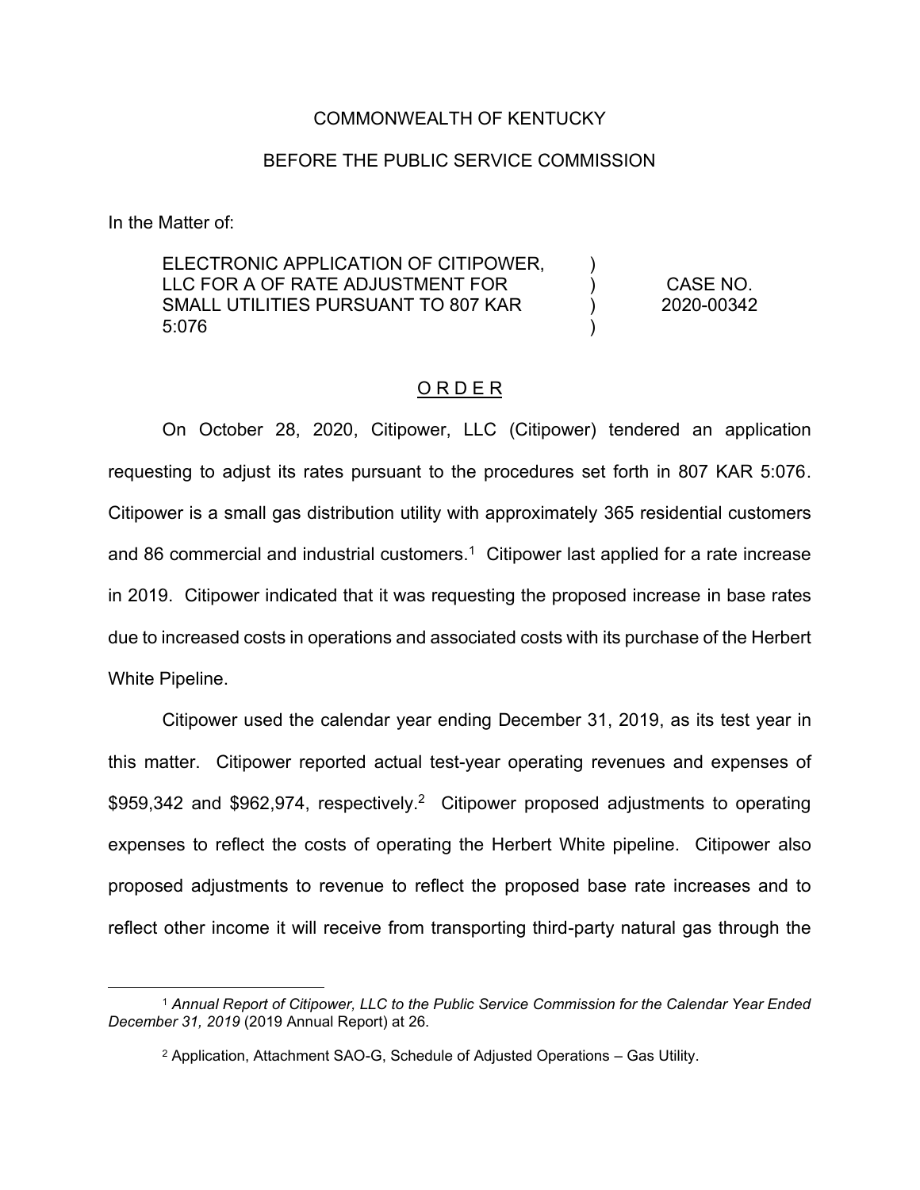COMMONWEALTH OF KENTUCKY

BEFORE THE PUBLIC SERVICE COMMISSION

In the Matter of:

| | | |
|---|---|---|
| ELECTRONIC APPLICATION OF CITIPOWER, LLC FOR A OF RATE ADJUSTMENT FOR SMALL UTILITIES PURSUANT TO 807 KAR 5:076 | ) ) ) ) | CASE NO. 2020-00342 |

## O R D E R

On October 28, 2020, Citipower, LLC (Citipower) tendered an application requesting to adjust its rates pursuant to the procedures set forth in 807 KAR 5:076. Citipower is a small gas distribution utility with approximately 365 residential customers and 86 commercial and industrial customers.[1] Citipower last applied for a rate increase in 2019. Citipower indicated that it was requesting the proposed increase in base rates due to increased costs in operations and associated costs with its purchase of the Herbert White Pipeline.

Citipower used the calendar year ending December 31, 2019, as its test year in this matter. Citipower reported actual test-year operating revenues and expenses of $959,342 and $962,974, respectively.[2] Citipower proposed adjustments to operating expenses to reflect the costs of operating the Herbert White pipeline. Citipower also proposed adjustments to revenue to reflect the proposed base rate increases and to reflect other income it will receive from transporting third-party natural gas through the

---

[1] *Annual Report of Citipower, LLC to the Public Service Commission for the Calendar Year Ended December 31, 2019* (2019 Annual Report) at 26.

[2] Application, Attachment SAO-G, Schedule of Adjusted Operations – Gas Utility.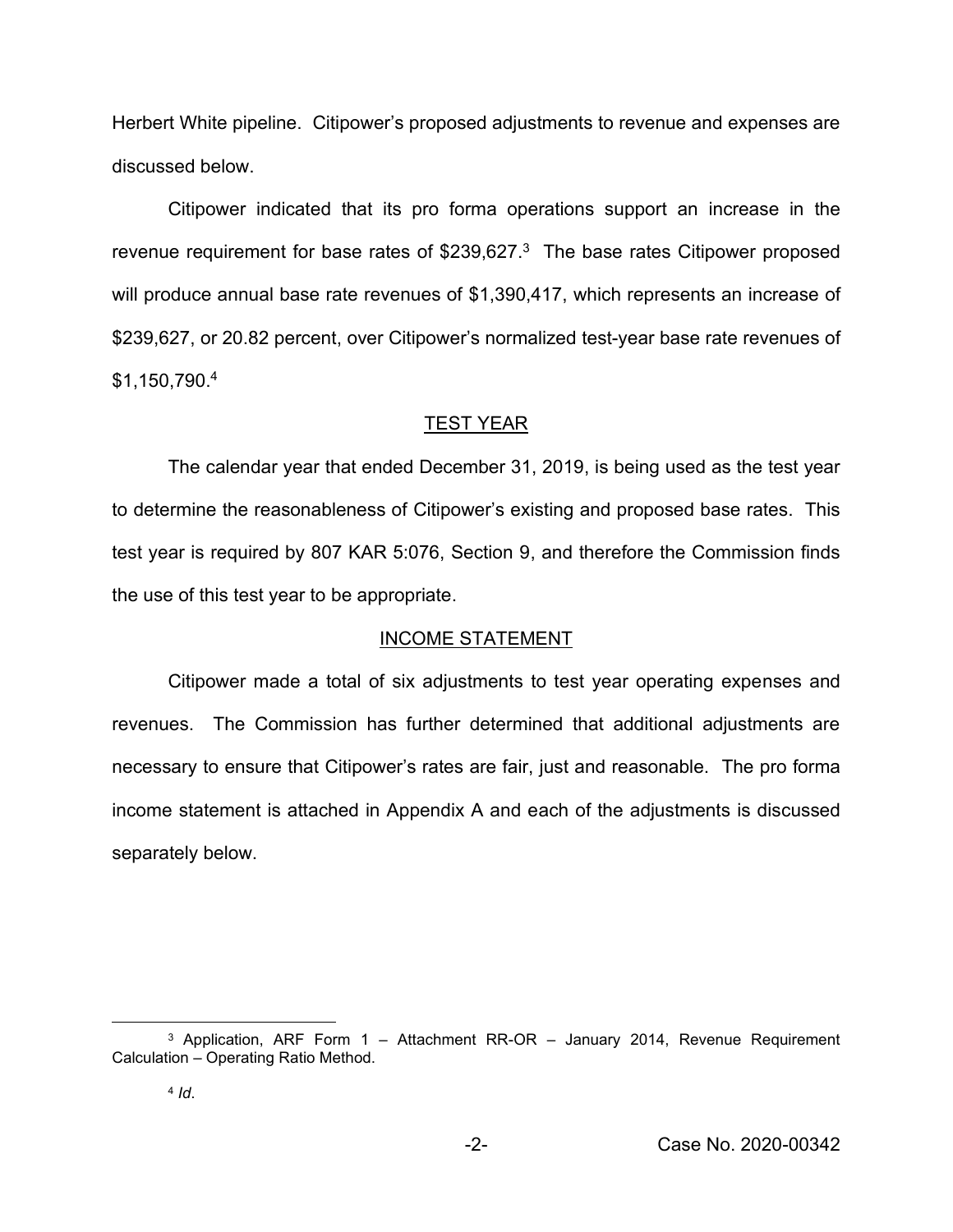Herbert White pipeline. Citipower's proposed adjustments to revenue and expenses are discussed below.

Citipower indicated that its pro forma operations support an increase in the revenue requirement for base rates of $239,627.[3] The base rates Citipower proposed will produce annual base rate revenues of $1,390,417, which represents an increase of $239,627, or 20.82 percent, over Citipower's normalized test-year base rate revenues of $1,150,790.[4]

## TEST YEAR

The calendar year that ended December 31, 2019, is being used as the test year to determine the reasonableness of Citipower's existing and proposed base rates. This test year is required by 807 KAR 5:076, Section 9, and therefore the Commission finds the use of this test year to be appropriate.

## INCOME STATEMENT

Citipower made a total of six adjustments to test year operating expenses and revenues. The Commission has further determined that additional adjustments are necessary to ensure that Citipower's rates are fair, just and reasonable. The pro forma income statement is attached in Appendix A and each of the adjustments is discussed separately below.

---

[3] Application, ARF Form 1 – Attachment RR-OR – January 2014, Revenue Requirement Calculation – Operating Ratio Method.

[4] *Id*.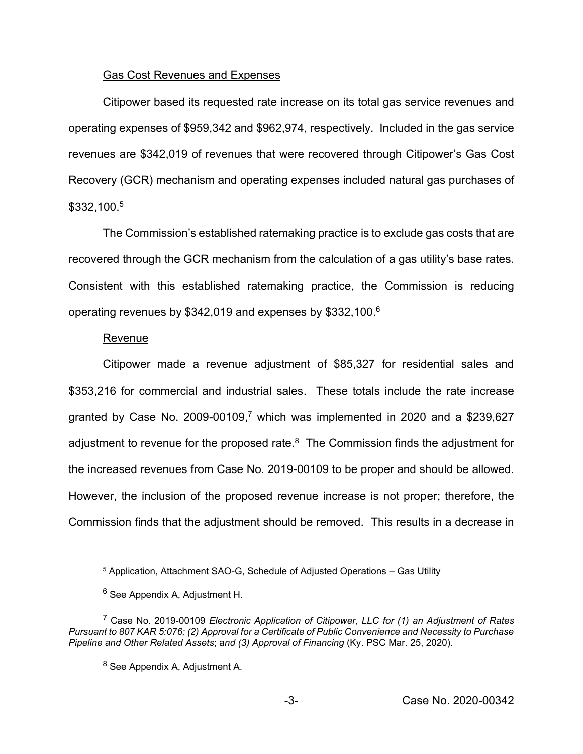Gas Cost Revenues and Expenses

Citipower based its requested rate increase on its total gas service revenues and operating expenses of $959,342 and $962,974, respectively. Included in the gas service revenues are $342,019 of revenues that were recovered through Citipower's Gas Cost Recovery (GCR) mechanism and operating expenses included natural gas purchases of $332,100.[5]

The Commission's established ratemaking practice is to exclude gas costs that are recovered through the GCR mechanism from the calculation of a gas utility's base rates. Consistent with this established ratemaking practice, the Commission is reducing operating revenues by $342,019 and expenses by $332,100.[6]

Revenue

Citipower made a revenue adjustment of $85,327 for residential sales and $353,216 for commercial and industrial sales. These totals include the rate increase granted by Case No. 2009-00109,[7] which was implemented in 2020 and a $239,627 adjustment to revenue for the proposed rate.[8] The Commission finds the adjustment for the increased revenues from Case No. 2019-00109 to be proper and should be allowed. However, the inclusion of the proposed revenue increase is not proper; therefore, the Commission finds that the adjustment should be removed. This results in a decrease in

---

[5] Application, Attachment SAO-G, Schedule of Adjusted Operations – Gas Utility

[6] See Appendix A, Adjustment H.

[7] Case No. 2019-00109 *Electronic Application of Citipower, LLC for (1) an Adjustment of Rates Pursuant to 807 KAR 5:076; (2) Approval for a Certificate of Public Convenience and Necessity to Purchase Pipeline and Other Related Assets*; a*nd (3) Approval of Financing* (Ky. PSC Mar. 25, 2020).

[8] See Appendix A, Adjustment A.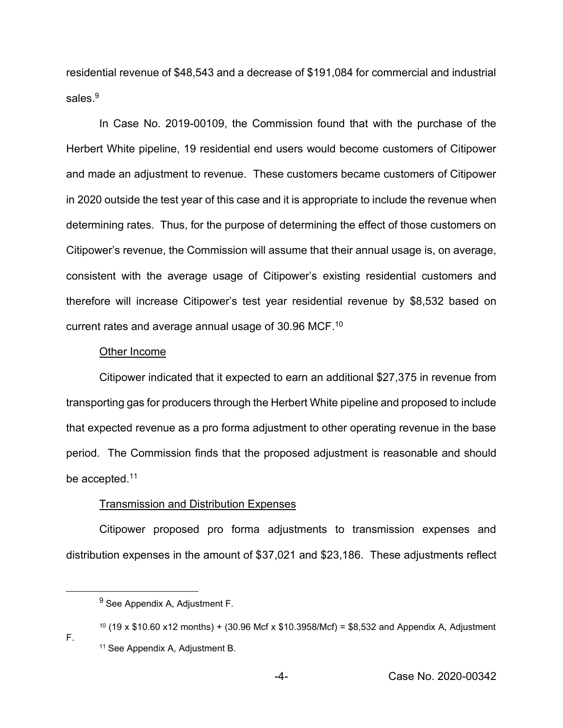residential revenue of $48,543 and a decrease of $191,084 for commercial and industrial sales.[9]

In Case No. 2019-00109, the Commission found that with the purchase of the Herbert White pipeline, 19 residential end users would become customers of Citipower and made an adjustment to revenue. These customers became customers of Citipower in 2020 outside the test year of this case and it is appropriate to include the revenue when determining rates. Thus, for the purpose of determining the effect of those customers on Citipower's revenue, the Commission will assume that their annual usage is, on average, consistent with the average usage of Citipower's existing residential customers and therefore will increase Citipower's test year residential revenue by $8,532 based on current rates and average annual usage of 30.96 MCF.[10]

Other Income

Citipower indicated that it expected to earn an additional $27,375 in revenue from transporting gas for producers through the Herbert White pipeline and proposed to include that expected revenue as a pro forma adjustment to other operating revenue in the base period. The Commission finds that the proposed adjustment is reasonable and should be accepted.[11]

Transmission and Distribution Expenses

Citipower proposed pro forma adjustments to transmission expenses and distribution expenses in the amount of $37,021 and $23,186. These adjustments reflect

---

[9] See Appendix A, Adjustment F.

[10] (19 x $10.60 x12 months) + (30.96 Mcf x $10.3958/Mcf) = $8,532 and Appendix A, Adjustment F.

[11] See Appendix A, Adjustment B.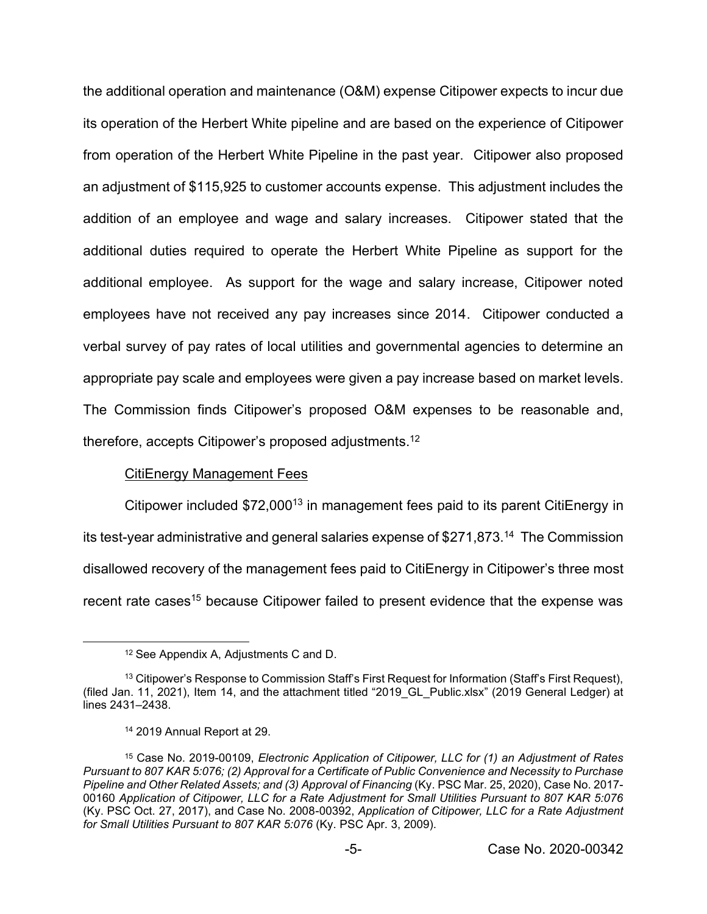the additional operation and maintenance (O&M) expense Citipower expects to incur due its operation of the Herbert White pipeline and are based on the experience of Citipower from operation of the Herbert White Pipeline in the past year. Citipower also proposed an adjustment of $115,925 to customer accounts expense. This adjustment includes the addition of an employee and wage and salary increases. Citipower stated that the additional duties required to operate the Herbert White Pipeline as support for the additional employee. As support for the wage and salary increase, Citipower noted employees have not received any pay increases since 2014. Citipower conducted a verbal survey of pay rates of local utilities and governmental agencies to determine an appropriate pay scale and employees were given a pay increase based on market levels. The Commission finds Citipower's proposed O&M expenses to be reasonable and, therefore, accepts Citipower's proposed adjustments.[12]

<u>CitiEnergy Management Fees</u>

Citipower included $72,000[13] in management fees paid to its parent CitiEnergy in its test-year administrative and general salaries expense of $271,873.[14] The Commission disallowed recovery of the management fees paid to CitiEnergy in Citipower's three most recent rate cases[15] because Citipower failed to present evidence that the expense was

---

[12] See Appendix A, Adjustments C and D.

[13] Citipower's Response to Commission Staff's First Request for Information (Staff's First Request), (filed Jan. 11, 2021), Item 14, and the attachment titled "2019_GL_Public.xlsx" (2019 General Ledger) at lines 2431–2438.

[14] 2019 Annual Report at 29.

[15] Case No. 2019-00109, *Electronic Application of Citipower, LLC for (1) an Adjustment of Rates Pursuant to 807 KAR 5:076; (2) Approval for a Certificate of Public Convenience and Necessity to Purchase Pipeline and Other Related Assets; and (3) Approval of Financing* (Ky. PSC Mar. 25, 2020), Case No. 2017-00160 *Application of Citipower, LLC for a Rate Adjustment for Small Utilities Pursuant to 807 KAR 5:076* (Ky. PSC Oct. 27, 2017), and Case No. 2008-00392, *Application of Citipower, LLC for a Rate Adjustment for Small Utilities Pursuant to 807 KAR 5:076* (Ky. PSC Apr. 3, 2009).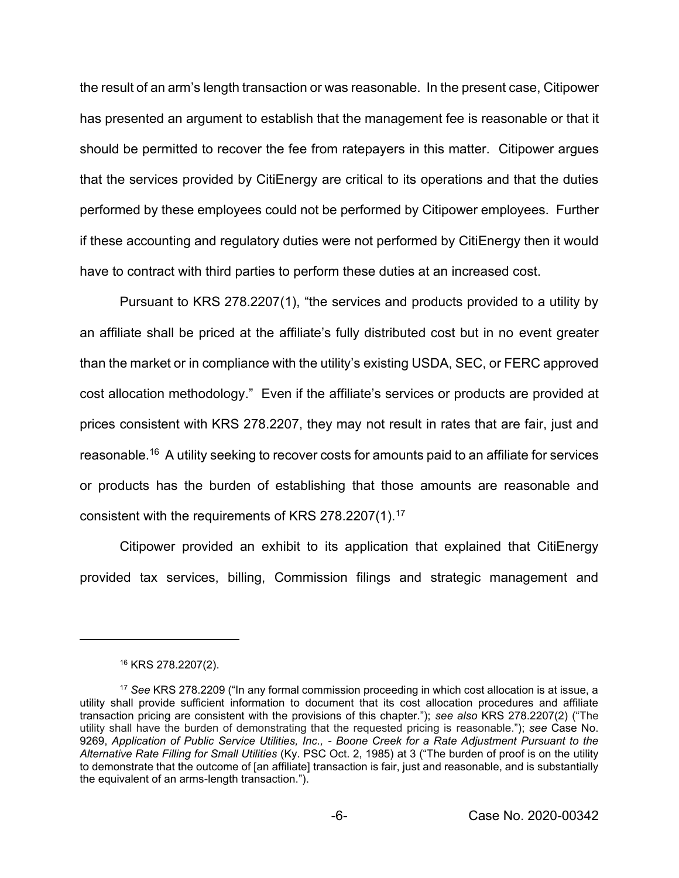the result of an arm's length transaction or was reasonable. In the present case, Citipower has presented an argument to establish that the management fee is reasonable or that it should be permitted to recover the fee from ratepayers in this matter. Citipower argues that the services provided by CitiEnergy are critical to its operations and that the duties performed by these employees could not be performed by Citipower employees. Further if these accounting and regulatory duties were not performed by CitiEnergy then it would have to contract with third parties to perform these duties at an increased cost.

Pursuant to KRS 278.2207(1), "the services and products provided to a utility by an affiliate shall be priced at the affiliate's fully distributed cost but in no event greater than the market or in compliance with the utility's existing USDA, SEC, or FERC approved cost allocation methodology." Even if the affiliate's services or products are provided at prices consistent with KRS 278.2207, they may not result in rates that are fair, just and reasonable.[16] A utility seeking to recover costs for amounts paid to an affiliate for services or products has the burden of establishing that those amounts are reasonable and consistent with the requirements of KRS 278.2207(1).[17]

Citipower provided an exhibit to its application that explained that CitiEnergy provided tax services, billing, Commission filings and strategic management and

---

[16] KRS 278.2207(2).

[17] *See* KRS 278.2209 ("In any formal commission proceeding in which cost allocation is at issue, a utility shall provide sufficient information to document that its cost allocation procedures and affiliate transaction pricing are consistent with the provisions of this chapter."); *see also* KRS 278.2207(2) ("The utility shall have the burden of demonstrating that the requested pricing is reasonable."); *see* Case No. 9269, *Application of Public Service Utilities, Inc., - Boone Creek for a Rate Adjustment Pursuant to the Alternative Rate Filling for Small Utilities* (Ky. PSC Oct. 2, 1985) at 3 ("The burden of proof is on the utility to demonstrate that the outcome of [an affiliate] transaction is fair, just and reasonable, and is substantially the equivalent of an arms-length transaction.").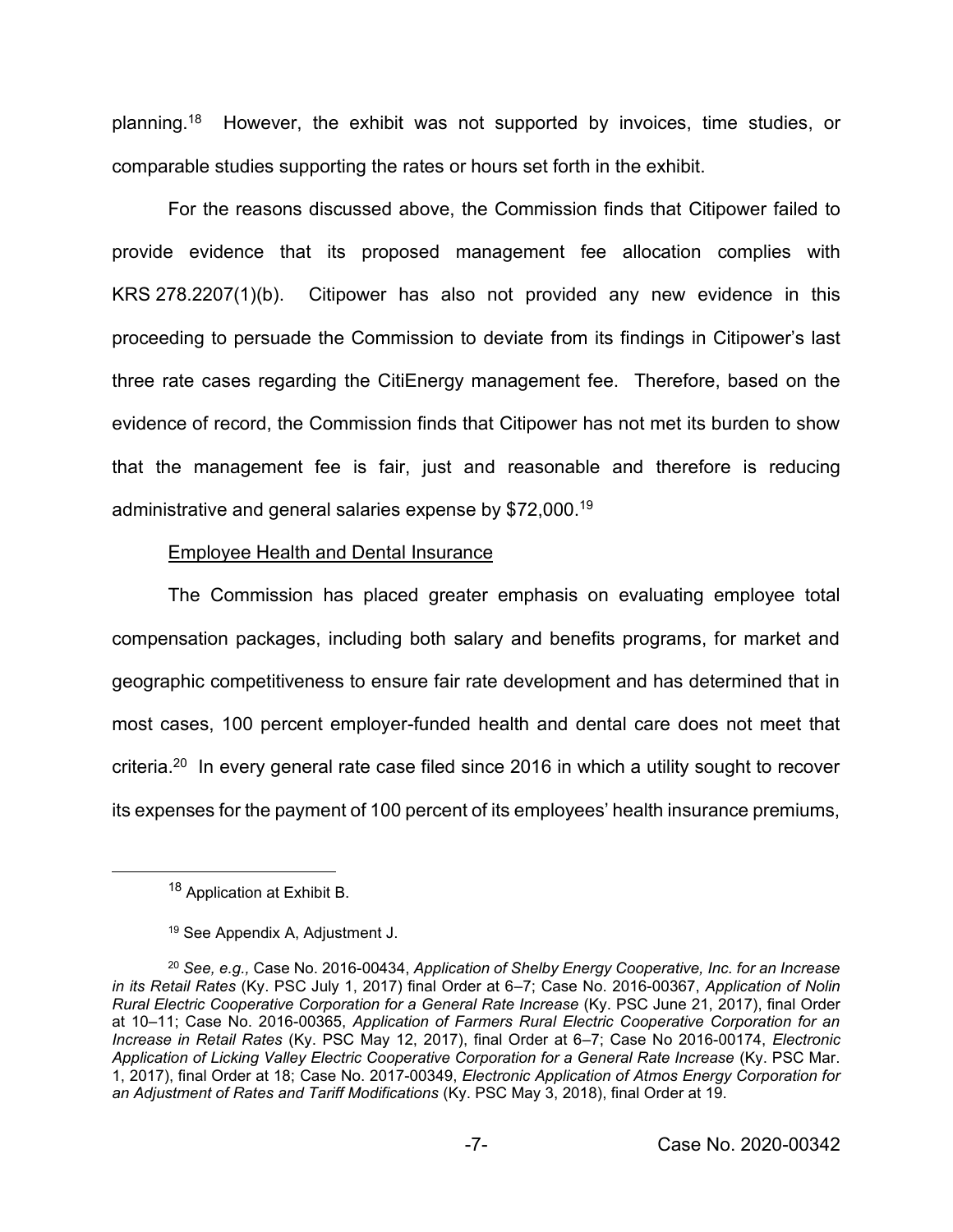planning.[18] However, the exhibit was not supported by invoices, time studies, or comparable studies supporting the rates or hours set forth in the exhibit.

For the reasons discussed above, the Commission finds that Citipower failed to provide evidence that its proposed management fee allocation complies with KRS 278.2207(1)(b). Citipower has also not provided any new evidence in this proceeding to persuade the Commission to deviate from its findings in Citipower's last three rate cases regarding the CitiEnergy management fee. Therefore, based on the evidence of record, the Commission finds that Citipower has not met its burden to show that the management fee is fair, just and reasonable and therefore is reducing administrative and general salaries expense by $72,000.[19]

<u>Employee Health and Dental Insurance</u>

The Commission has placed greater emphasis on evaluating employee total compensation packages, including both salary and benefits programs, for market and geographic competitiveness to ensure fair rate development and has determined that in most cases, 100 percent employer-funded health and dental care does not meet that criteria.[20] In every general rate case filed since 2016 in which a utility sought to recover its expenses for the payment of 100 percent of its employees' health insurance premiums,

---

[18] Application at Exhibit B.

[19] See Appendix A, Adjustment J.

[20] *See, e.g.,* Case No. 2016-00434, *Application of Shelby Energy Cooperative, Inc. for an Increase in its Retail Rates* (Ky. PSC July 1, 2017) final Order at 6–7; Case No. 2016-00367, *Application of Nolin Rural Electric Cooperative Corporation for a General Rate Increase* (Ky. PSC June 21, 2017), final Order at 10–11; Case No. 2016-00365, *Application of Farmers Rural Electric Cooperative Corporation for an Increase in Retail Rates* (Ky. PSC May 12, 2017), final Order at 6–7; Case No 2016-00174, *Electronic Application of Licking Valley Electric Cooperative Corporation for a General Rate Increase* (Ky. PSC Mar. 1, 2017), final Order at 18; Case No. 2017-00349, *Electronic Application of Atmos Energy Corporation for an Adjustment of Rates and Tariff Modifications* (Ky. PSC May 3, 2018), final Order at 19.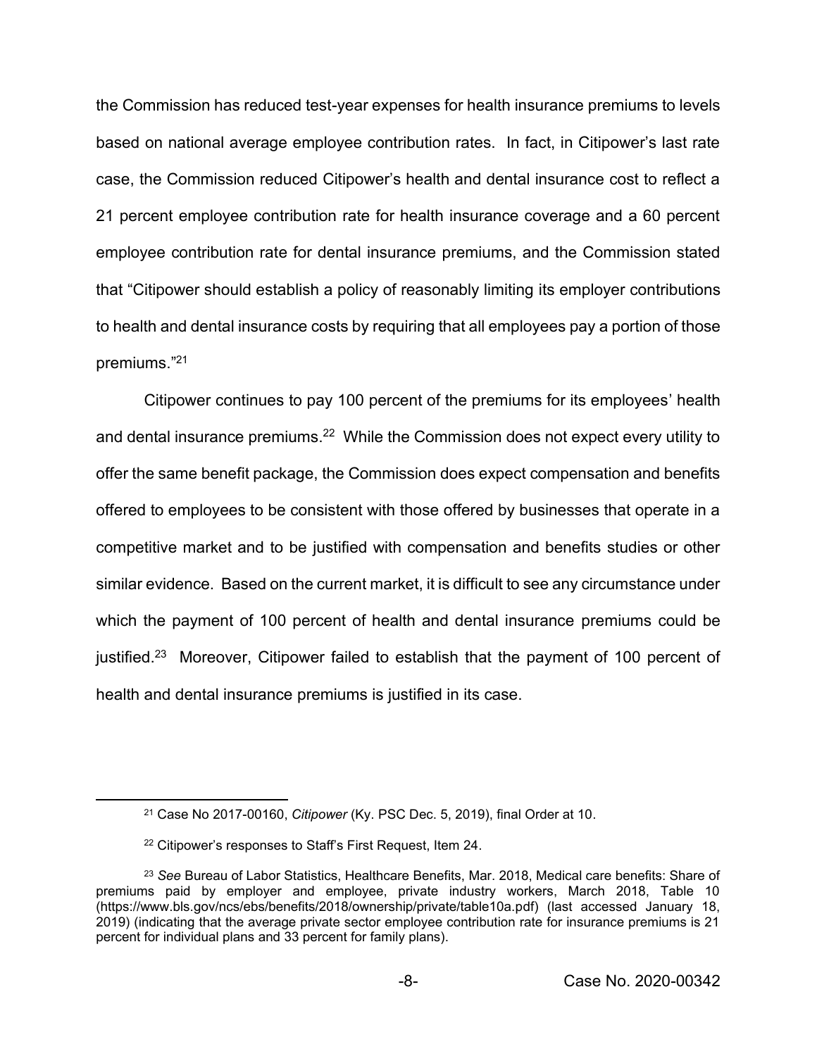the Commission has reduced test-year expenses for health insurance premiums to levels based on national average employee contribution rates. In fact, in Citipower's last rate case, the Commission reduced Citipower's health and dental insurance cost to reflect a 21 percent employee contribution rate for health insurance coverage and a 60 percent employee contribution rate for dental insurance premiums, and the Commission stated that "Citipower should establish a policy of reasonably limiting its employer contributions to health and dental insurance costs by requiring that all employees pay a portion of those premiums."[21]

Citipower continues to pay 100 percent of the premiums for its employees' health and dental insurance premiums.[22] While the Commission does not expect every utility to offer the same benefit package, the Commission does expect compensation and benefits offered to employees to be consistent with those offered by businesses that operate in a competitive market and to be justified with compensation and benefits studies or other similar evidence. Based on the current market, it is difficult to see any circumstance under which the payment of 100 percent of health and dental insurance premiums could be justified.[23] Moreover, Citipower failed to establish that the payment of 100 percent of health and dental insurance premiums is justified in its case.

---

[21] Case No 2017-00160, *Citipower* (Ky. PSC Dec. 5, 2019), final Order at 10.

[22] Citipower's responses to Staff's First Request, Item 24.

[23] *See* Bureau of Labor Statistics, Healthcare Benefits, Mar. 2018, Medical care benefits: Share of premiums paid by employer and employee, private industry workers, March 2018, Table 10 (https://www.bls.gov/ncs/ebs/benefits/2018/ownership/private/table10a.pdf) (last accessed January 18, 2019) (indicating that the average private sector employee contribution rate for insurance premiums is 21 percent for individual plans and 33 percent for family plans).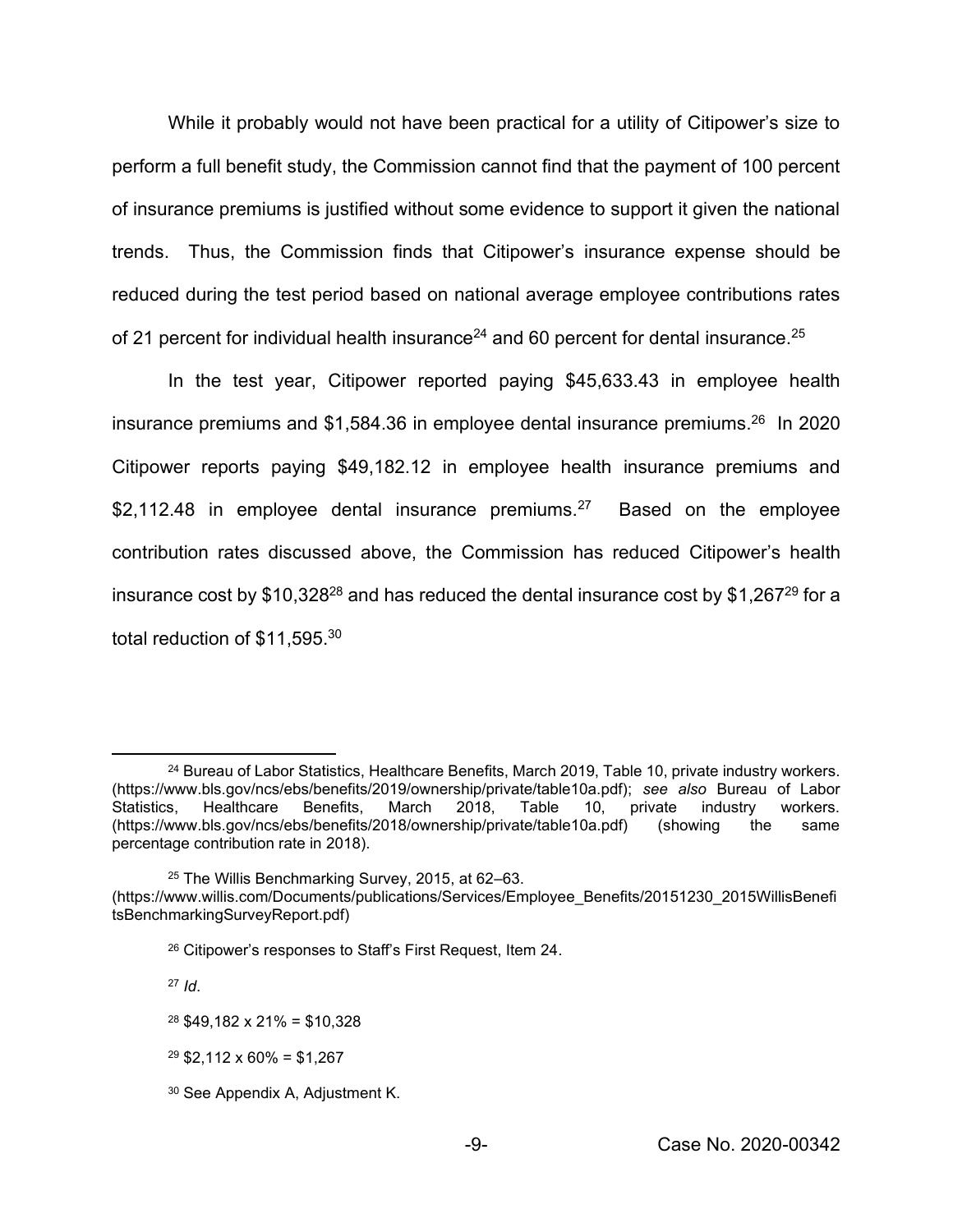While it probably would not have been practical for a utility of Citipower's size to perform a full benefit study, the Commission cannot find that the payment of 100 percent of insurance premiums is justified without some evidence to support it given the national trends. Thus, the Commission finds that Citipower's insurance expense should be reduced during the test period based on national average employee contributions rates of 21 percent for individual health insurance[24] and 60 percent for dental insurance.[25]

In the test year, Citipower reported paying $45,633.43 in employee health insurance premiums and $1,584.36 in employee dental insurance premiums.[26] In 2020 Citipower reports paying $49,182.12 in employee health insurance premiums and $2,112.48 in employee dental insurance premiums.[27] Based on the employee contribution rates discussed above, the Commission has reduced Citipower's health insurance cost by $10,328[28] and has reduced the dental insurance cost by $1,267[29] for a total reduction of $11,595.[30]

---

[24] Bureau of Labor Statistics, Healthcare Benefits, March 2019, Table 10, private industry workers. (https://www.bls.gov/ncs/ebs/benefits/2019/ownership/private/table10a.pdf); *see also* Bureau of Labor Statistics, Healthcare Benefits, March 2018, Table 10, private industry workers. (https://www.bls.gov/ncs/ebs/benefits/2018/ownership/private/table10a.pdf) (showing the same percentage contribution rate in 2018).

[25] The Willis Benchmarking Survey, 2015, at 62–63. (https://www.willis.com/Documents/publications/Services/Employee_Benefits/20151230_2015WillisBenefitsBenchmarkingSurveyReport.pdf)

[26] Citipower's responses to Staff's First Request, Item 24.

[27] *Id*.

[28] $49,182 x 21% = $10,328

[29] $2,112 x 60% = $1,267

[30] See Appendix A, Adjustment K.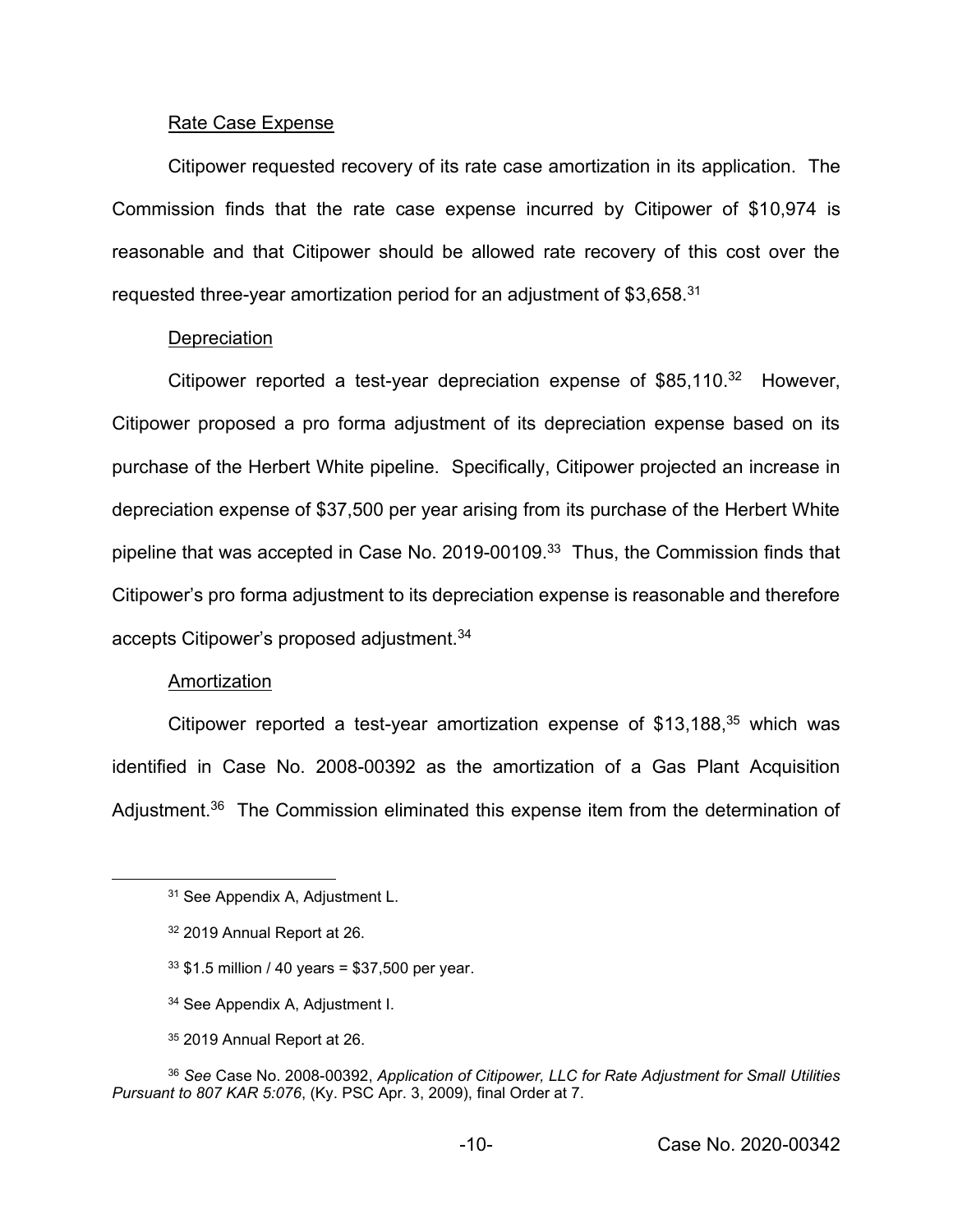Rate Case Expense

Citipower requested recovery of its rate case amortization in its application. The Commission finds that the rate case expense incurred by Citipower of $10,974 is reasonable and that Citipower should be allowed rate recovery of this cost over the requested three-year amortization period for an adjustment of $3,658.[31]

Depreciation

Citipower reported a test-year depreciation expense of $85,110.[32] However, Citipower proposed a pro forma adjustment of its depreciation expense based on its purchase of the Herbert White pipeline. Specifically, Citipower projected an increase in depreciation expense of $37,500 per year arising from its purchase of the Herbert White pipeline that was accepted in Case No. 2019-00109.[33] Thus, the Commission finds that Citipower's pro forma adjustment to its depreciation expense is reasonable and therefore accepts Citipower's proposed adjustment.[34]

Amortization

Citipower reported a test-year amortization expense of $13,188,[35] which was identified in Case No. 2008-00392 as the amortization of a Gas Plant Acquisition Adjustment.[36] The Commission eliminated this expense item from the determination of

---

[31] See Appendix A, Adjustment L.

[32] 2019 Annual Report at 26.

[33] $1.5 million / 40 years = $37,500 per year.

[34] See Appendix A, Adjustment I.

[35] 2019 Annual Report at 26.

[36] *See* Case No. 2008-00392, *Application of Citipower, LLC for Rate Adjustment for Small Utilities Pursuant to 807 KAR 5:076*, (Ky. PSC Apr. 3, 2009), final Order at 7.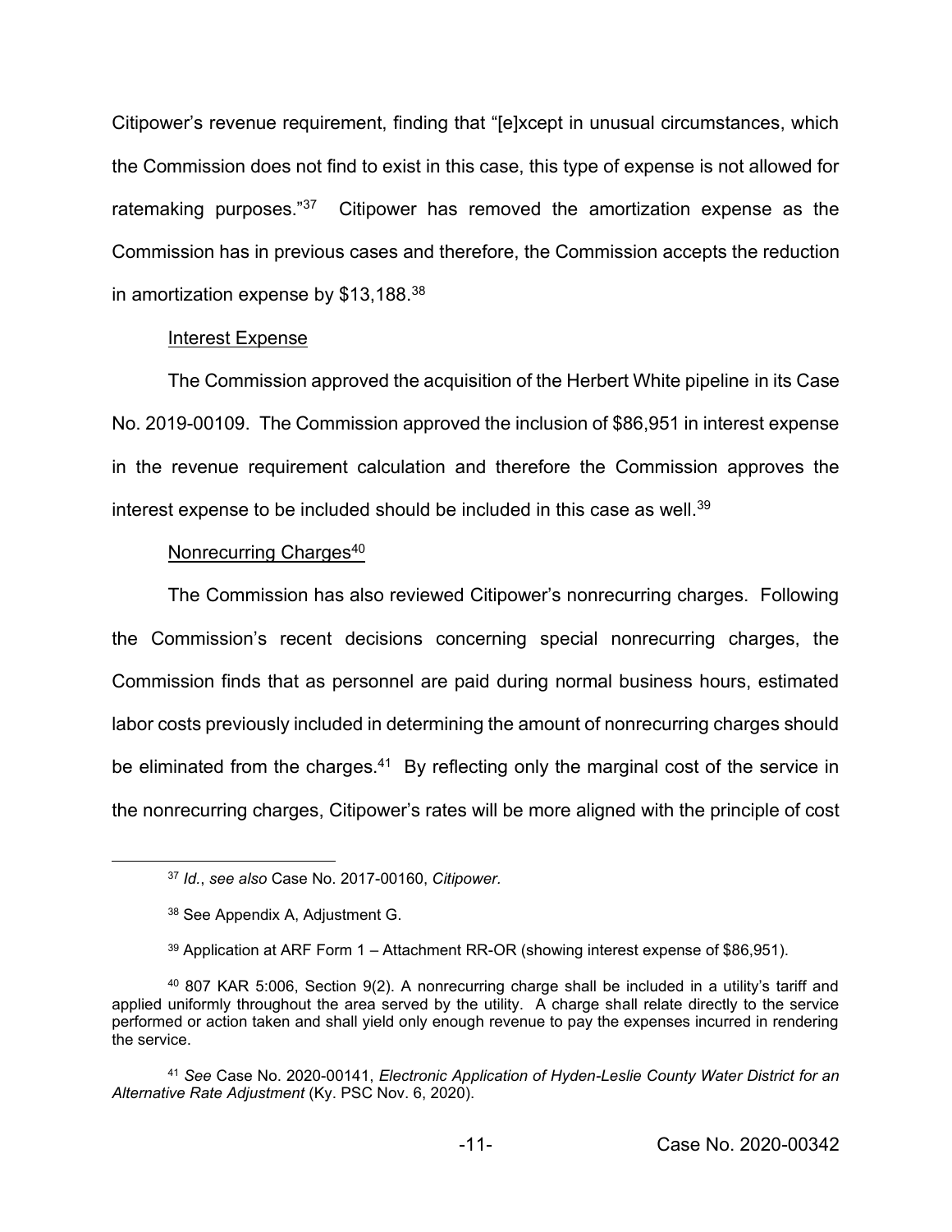Citipower's revenue requirement, finding that "[e]xcept in unusual circumstances, which the Commission does not find to exist in this case, this type of expense is not allowed for ratemaking purposes."[37] Citipower has removed the amortization expense as the Commission has in previous cases and therefore, the Commission accepts the reduction in amortization expense by $13,188.[38]

Interest Expense

The Commission approved the acquisition of the Herbert White pipeline in its Case No. 2019-00109. The Commission approved the inclusion of $86,951 in interest expense in the revenue requirement calculation and therefore the Commission approves the interest expense to be included should be included in this case as well.[39]

Nonrecurring Charges[40]

The Commission has also reviewed Citipower's nonrecurring charges. Following the Commission's recent decisions concerning special nonrecurring charges, the Commission finds that as personnel are paid during normal business hours, estimated labor costs previously included in determining the amount of nonrecurring charges should be eliminated from the charges.[41] By reflecting only the marginal cost of the service in the nonrecurring charges, Citipower's rates will be more aligned with the principle of cost

---

[37] *Id.*, *see also* Case No. 2017-00160, *Citipower.*

[38] See Appendix A, Adjustment G.

[39] Application at ARF Form 1 – Attachment RR-OR (showing interest expense of $86,951).

[40] 807 KAR 5:006, Section 9(2). A nonrecurring charge shall be included in a utility's tariff and applied uniformly throughout the area served by the utility. A charge shall relate directly to the service performed or action taken and shall yield only enough revenue to pay the expenses incurred in rendering the service.

[41] *See* Case No. 2020-00141, *Electronic Application of Hyden-Leslie County Water District for an Alternative Rate Adjustment* (Ky. PSC Nov. 6, 2020).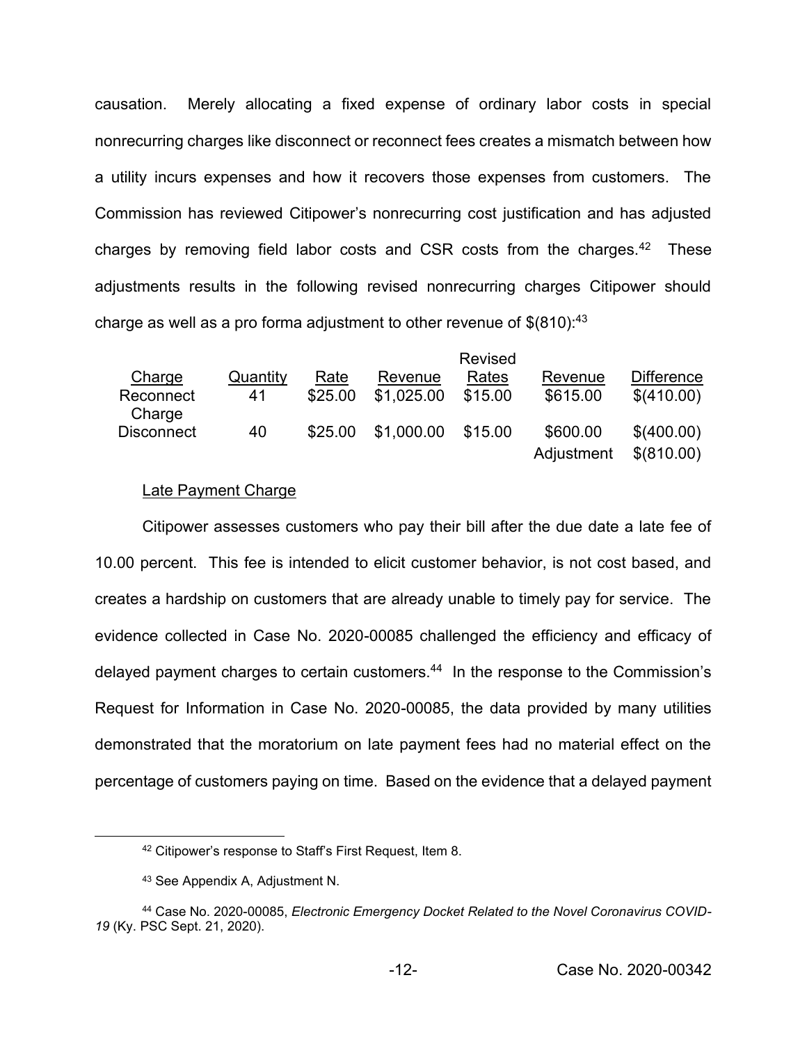causation. Merely allocating a fixed expense of ordinary labor costs in special nonrecurring charges like disconnect or reconnect fees creates a mismatch between how a utility incurs expenses and how it recovers those expenses from customers. The Commission has reviewed Citipower's nonrecurring cost justification and has adjusted charges by removing field labor costs and CSR costs from the charges.[42] These adjustments results in the following revised nonrecurring charges Citipower should charge as well as a pro forma adjustment to other revenue of $(810):[43]

| Charge | Quantity | Rate | Revenue | Revised Rates | Revenue | Difference |
|---|---|---|---|---|---|---|
| Reconnect Charge | 41 | $25.00 | $1,025.00 | $15.00 | $615.00 | $(410.00) |
| Disconnect | 40 | $25.00 | $1,000.00 | $15.00 | $600.00 | $(400.00) |
| | | | | | Adjustment | $(810.00) |

Late Payment Charge

Citipower assesses customers who pay their bill after the due date a late fee of 10.00 percent. This fee is intended to elicit customer behavior, is not cost based, and creates a hardship on customers that are already unable to timely pay for service. The evidence collected in Case No. 2020-00085 challenged the efficiency and efficacy of delayed payment charges to certain customers.[44] In the response to the Commission's Request for Information in Case No. 2020-00085, the data provided by many utilities demonstrated that the moratorium on late payment fees had no material effect on the percentage of customers paying on time. Based on the evidence that a delayed payment

[42] Citipower's response to Staff's First Request, Item 8.

[43] See Appendix A, Adjustment N.

[44] Case No. 2020-00085, *Electronic Emergency Docket Related to the Novel Coronavirus COVID-19* (Ky. PSC Sept. 21, 2020).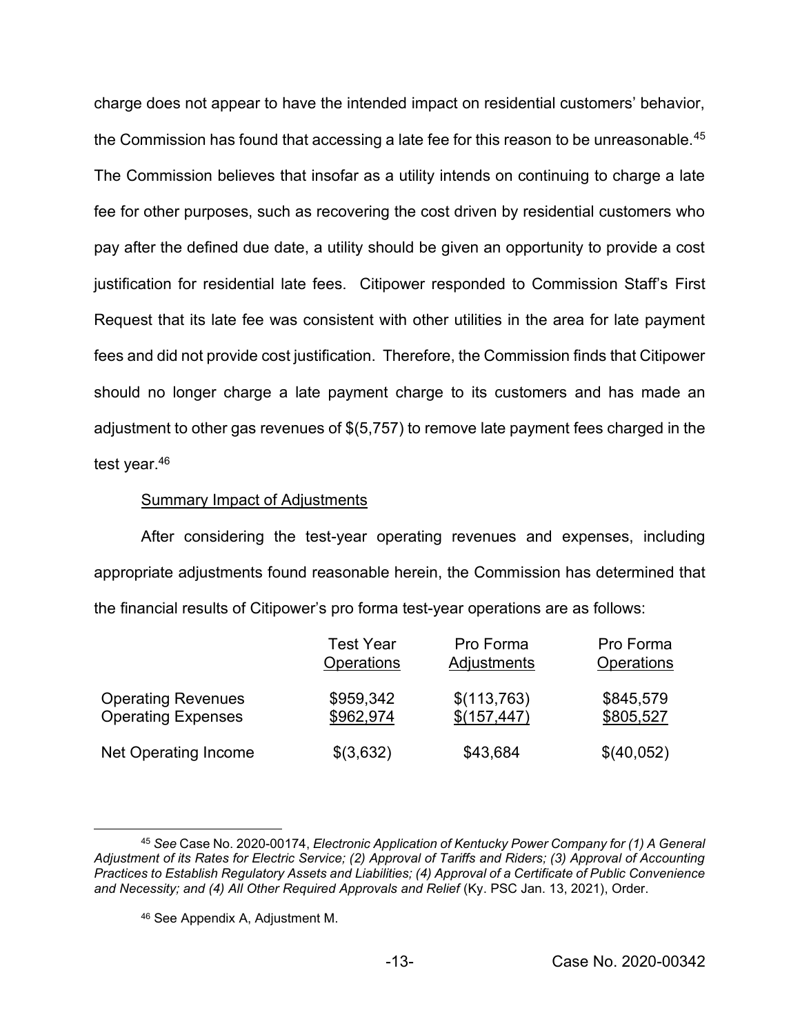charge does not appear to have the intended impact on residential customers' behavior, the Commission has found that accessing a late fee for this reason to be unreasonable.[45] The Commission believes that insofar as a utility intends on continuing to charge a late fee for other purposes, such as recovering the cost driven by residential customers who pay after the defined due date, a utility should be given an opportunity to provide a cost justification for residential late fees. Citipower responded to Commission Staff's First Request that its late fee was consistent with other utilities in the area for late payment fees and did not provide cost justification. Therefore, the Commission finds that Citipower should no longer charge a late payment charge to its customers and has made an adjustment to other gas revenues of $(5,757) to remove late payment fees charged in the test year.[46]

Summary Impact of Adjustments

After considering the test-year operating revenues and expenses, including appropriate adjustments found reasonable herein, the Commission has determined that the financial results of Citipower's pro forma test-year operations are as follows:

| | Test Year Operations | Pro Forma Adjustments | Pro Forma Operations |
|---|---|---|---|
| Operating Revenues | $959,342 | $(113,763) | $845,579 |
| Operating Expenses | $962,974 | $(157,447) | $805,527 |
| Net Operating Income | $(3,632) | $43,684 | $(40,052) |

---

[45] *See* Case No. 2020-00174, *Electronic Application of Kentucky Power Company for (1) A General Adjustment of its Rates for Electric Service; (2) Approval of Tariffs and Riders; (3) Approval of Accounting Practices to Establish Regulatory Assets and Liabilities; (4) Approval of a Certificate of Public Convenience and Necessity; and (4) All Other Required Approvals and Relief* (Ky. PSC Jan. 13, 2021), Order.

[46] See Appendix A, Adjustment M.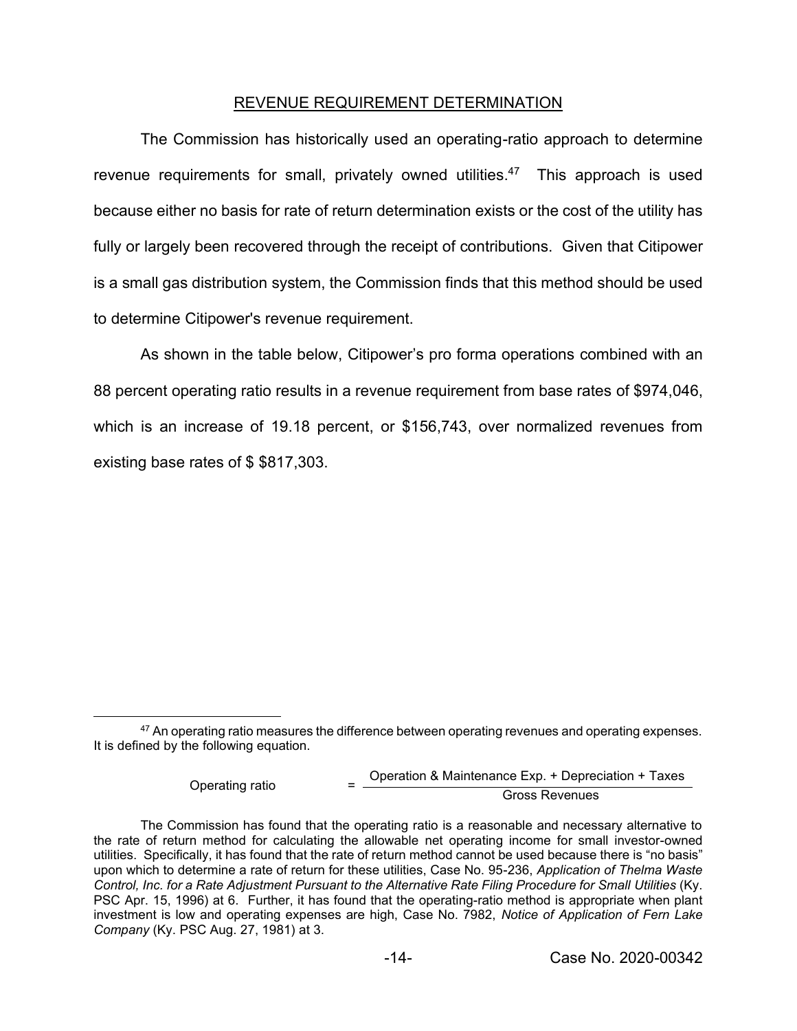## REVENUE REQUIREMENT DETERMINATION

The Commission has historically used an operating-ratio approach to determine revenue requirements for small, privately owned utilities.[47] This approach is used because either no basis for rate of return determination exists or the cost of the utility has fully or largely been recovered through the receipt of contributions. Given that Citipower is a small gas distribution system, the Commission finds that this method should be used to determine Citipower's revenue requirement.

As shown in the table below, Citipower's pro forma operations combined with an 88 percent operating ratio results in a revenue requirement from base rates of $974,046, which is an increase of 19.18 percent, or $156,743, over normalized revenues from existing base rates of $ $817,303.

---

[47] An operating ratio measures the difference between operating revenues and operating expenses. It is defined by the following equation.

$$\text{Operating ratio} = \frac{\text{Operation \& Maintenance Exp.} + \text{Depreciation} + \text{Taxes}}{\text{Gross Revenues}}$$

The Commission has found that the operating ratio is a reasonable and necessary alternative to the rate of return method for calculating the allowable net operating income for small investor-owned utilities. Specifically, it has found that the rate of return method cannot be used because there is "no basis" upon which to determine a rate of return for these utilities, Case No. 95-236, *Application of Thelma Waste Control, Inc. for a Rate Adjustment Pursuant to the Alternative Rate Filing Procedure for Small Utilities* (Ky. PSC Apr. 15, 1996) at 6. Further, it has found that the operating-ratio method is appropriate when plant investment is low and operating expenses are high, Case No. 7982, *Notice of Application of Fern Lake Company* (Ky. PSC Aug. 27, 1981) at 3.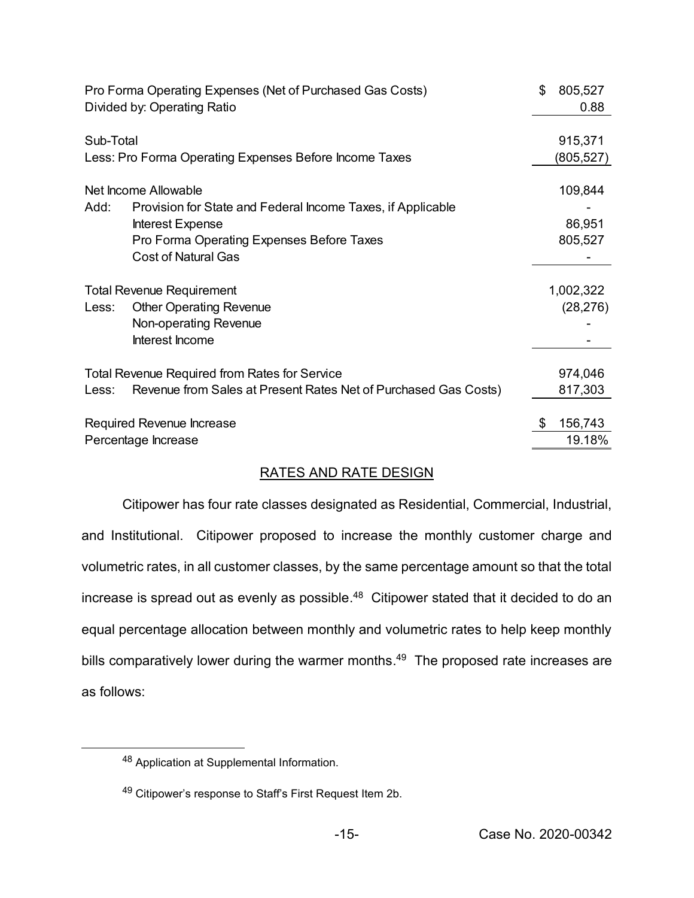| | | |
|---|---|---|
| Pro Forma Operating Expenses (Net of Purchased Gas Costs) | | $ 805,527 |
| Divided by: Operating Ratio | | 0.88 |
| | | |
| Sub-Total | | 915,371 |
| Less: Pro Forma Operating Expenses Before Income Taxes | | (805,527) |
| | | |
| Net Income Allowable | | 109,844 |
| Add: | Provision for State and Federal Income Taxes, if Applicable | - |
| | Interest Expense | 86,951 |
| | Pro Forma Operating Expenses Before Taxes | 805,527 |
| | Cost of Natural Gas | - |
| | | |
| Total Revenue Requirement | | 1,002,322 |
| Less: | Other Operating Revenue | (28,276) |
| | Non-operating Revenue | - |
| | Interest Income | - |
| | | |
| Total Revenue Required from Rates for Service | | 974,046 |
| Less: | Revenue from Sales at Present Rates Net of Purchased Gas Costs) | 817,303 |
| | | |
| Required Revenue Increase | | $ 156,743 |
| Percentage Increase | | 19.18% |

## RATES AND RATE DESIGN

Citipower has four rate classes designated as Residential, Commercial, Industrial, and Institutional. Citipower proposed to increase the monthly customer charge and volumetric rates, in all customer classes, by the same percentage amount so that the total increase is spread out as evenly as possible.[48] Citipower stated that it decided to do an equal percentage allocation between monthly and volumetric rates to help keep monthly bills comparatively lower during the warmer months.[49] The proposed rate increases are as follows:

[48] Application at Supplemental Information.

[49] Citipower's response to Staff's First Request Item 2b.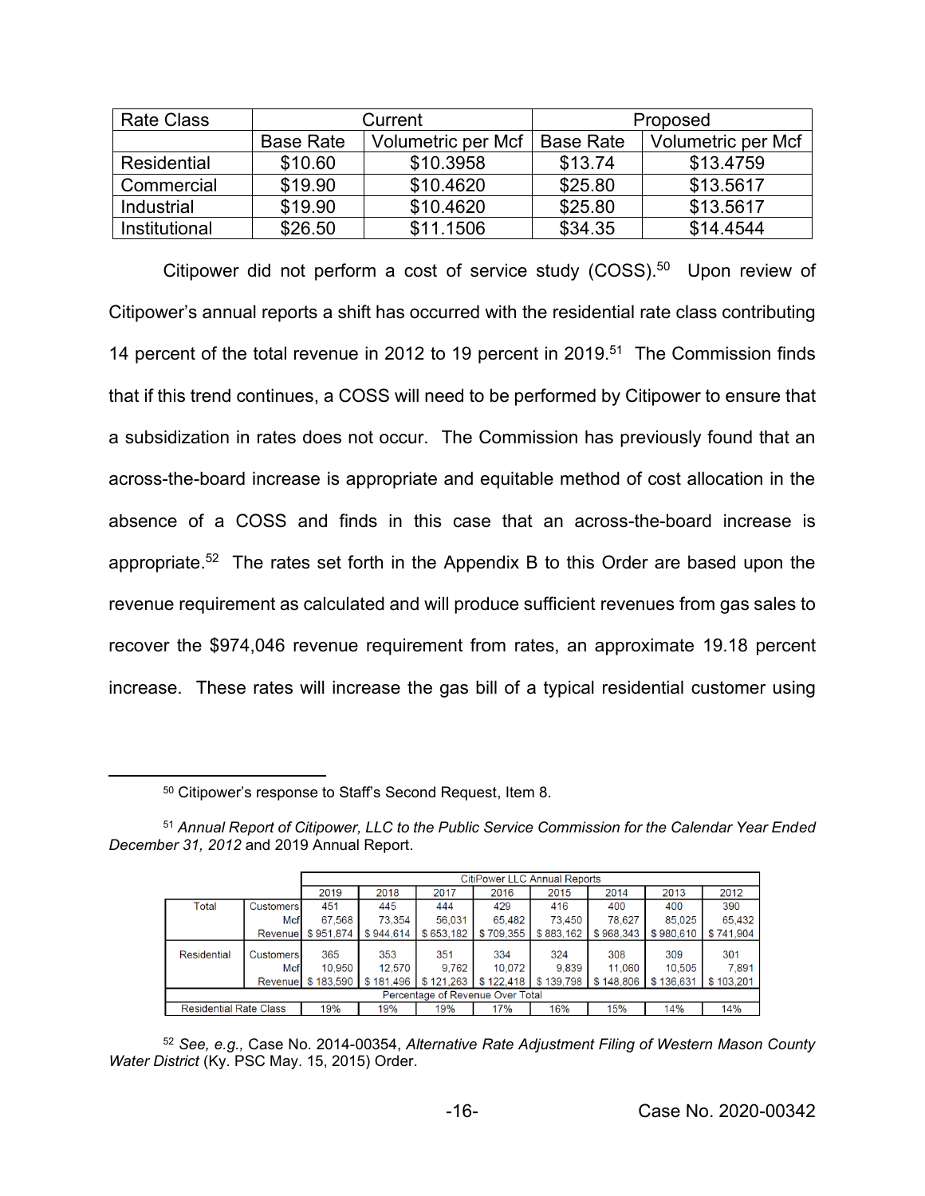| Rate Class | Current | | Proposed | |
|---|---|---|---|---|
| | Base Rate | Volumetric per Mcf | Base Rate | Volumetric per Mcf |
| Residential | $10.60 | $10.3958 | $13.74 | $13.4759 |
| Commercial | $19.90 | $10.4620 | $25.80 | $13.5617 |
| Industrial | $19.90 | $10.4620 | $25.80 | $13.5617 |
| Institutional | $26.50 | $11.1506 | $34.35 | $14.4544 |

Citipower did not perform a cost of service study (COSS).[50] Upon review of Citipower's annual reports a shift has occurred with the residential rate class contributing 14 percent of the total revenue in 2012 to 19 percent in 2019.[51] The Commission finds that if this trend continues, a COSS will need to be performed by Citipower to ensure that a subsidization in rates does not occur. The Commission has previously found that an across-the-board increase is appropriate and equitable method of cost allocation in the absence of a COSS and finds in this case that an across-the-board increase is appropriate.[52] The rates set forth in the Appendix B to this Order are based upon the revenue requirement as calculated and will produce sufficient revenues from gas sales to recover the $974,046 revenue requirement from rates, an approximate 19.18 percent increase. These rates will increase the gas bill of a typical residential customer using

---

[50] Citipower's response to Staff's Second Request, Item 8.

[51] *Annual Report of Citipower, LLC to the Public Service Commission for the Calendar Year Ended December 31, 2012* and 2019 Annual Report.

| | | CitiPower LLC Annual Reports | | | | | | | |
|---|---|---|---|---|---|---|---|---|---|
| | | 2019 | 2018 | 2017 | 2016 | 2015 | 2014 | 2013 | 2012 |
| Total | Customers | 451 | 445 | 444 | 429 | 416 | 400 | 400 | 390 |
| | Mcf | 67,568 | 73,354 | 56,031 | 65,482 | 73,450 | 78,627 | 85,025 | 65,432 |
| | Revenue | $ 951,874 | $ 944,614 | $ 653,182 | $ 709,355 | $ 883,162 | $ 968,343 | $ 980,610 | $ 741,904 |
| Residential | Customers | 365 | 353 | 351 | 334 | 324 | 308 | 309 | 301 |
| | Mcf | 10,950 | 12,570 | 9,762 | 10,072 | 9,839 | 11,060 | 10,505 | 7,891 |
| | Revenue | $ 183,590 | $ 181,496 | $ 121,263 | $ 122,418 | $ 139,798 | $ 148,806 | $ 136,631 | $ 103,201 |
| Percentage of Revenue Over Total | | | | | | | | | |
| Residential Rate Class | | 19% | 19% | 19% | 17% | 16% | 15% | 14% | 14% |

[52] *See, e.g.,* Case No. 2014-00354, *Alternative Rate Adjustment Filing of Western Mason County Water District* (Ky. PSC May. 15, 2015) Order.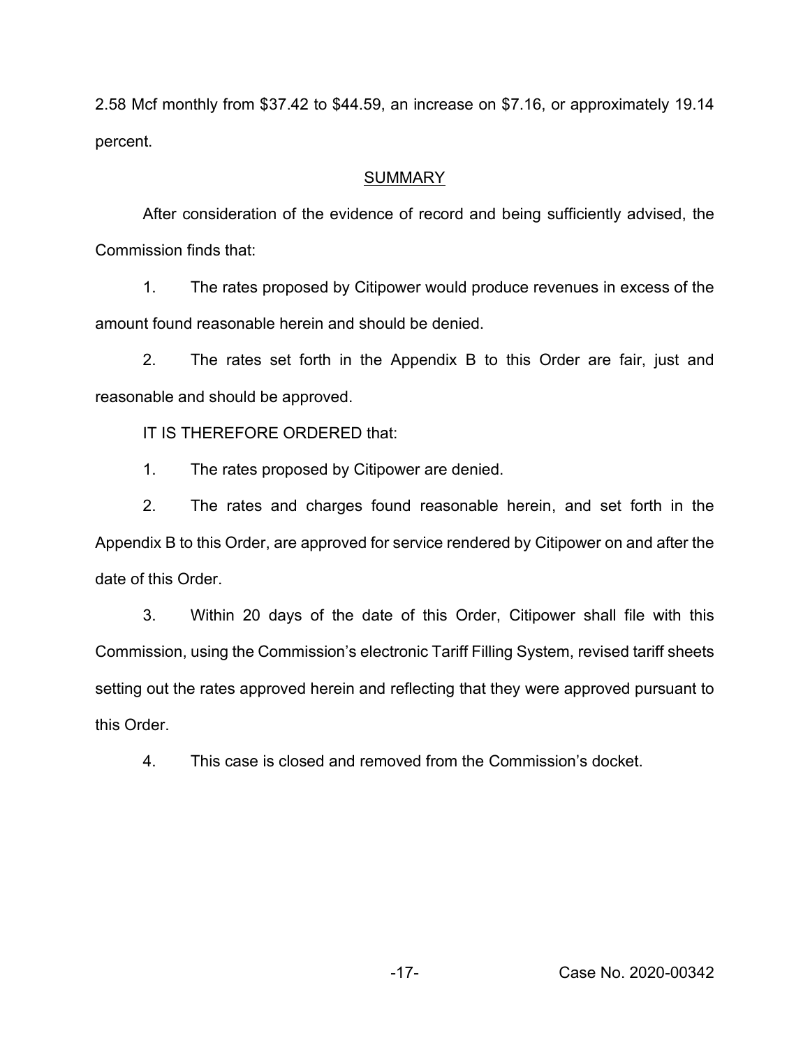2.58 Mcf monthly from $37.42 to $44.59, an increase on $7.16, or approximately 19.14 percent.

## SUMMARY

After consideration of the evidence of record and being sufficiently advised, the Commission finds that:

1. The rates proposed by Citipower would produce revenues in excess of the amount found reasonable herein and should be denied.

2. The rates set forth in the Appendix B to this Order are fair, just and reasonable and should be approved.

IT IS THEREFORE ORDERED that:

1. The rates proposed by Citipower are denied.

2. The rates and charges found reasonable herein, and set forth in the Appendix B to this Order, are approved for service rendered by Citipower on and after the date of this Order.

3. Within 20 days of the date of this Order, Citipower shall file with this Commission, using the Commission's electronic Tariff Filling System, revised tariff sheets setting out the rates approved herein and reflecting that they were approved pursuant to this Order.

4. This case is closed and removed from the Commission's docket.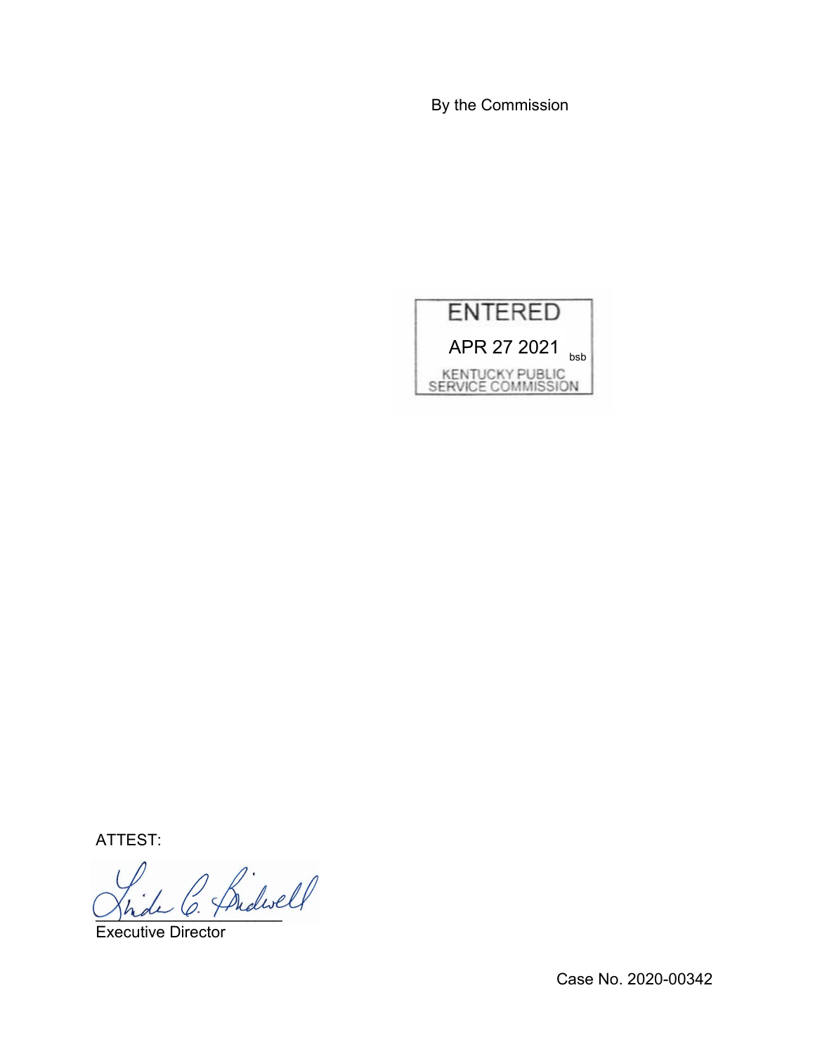By the Commission

ENTERED

APR 27 2021 bsb

KENTUCKY PUBLIC SERVICE COMMISSION

ATTEST:

Executive Director

Case No. 2020-00342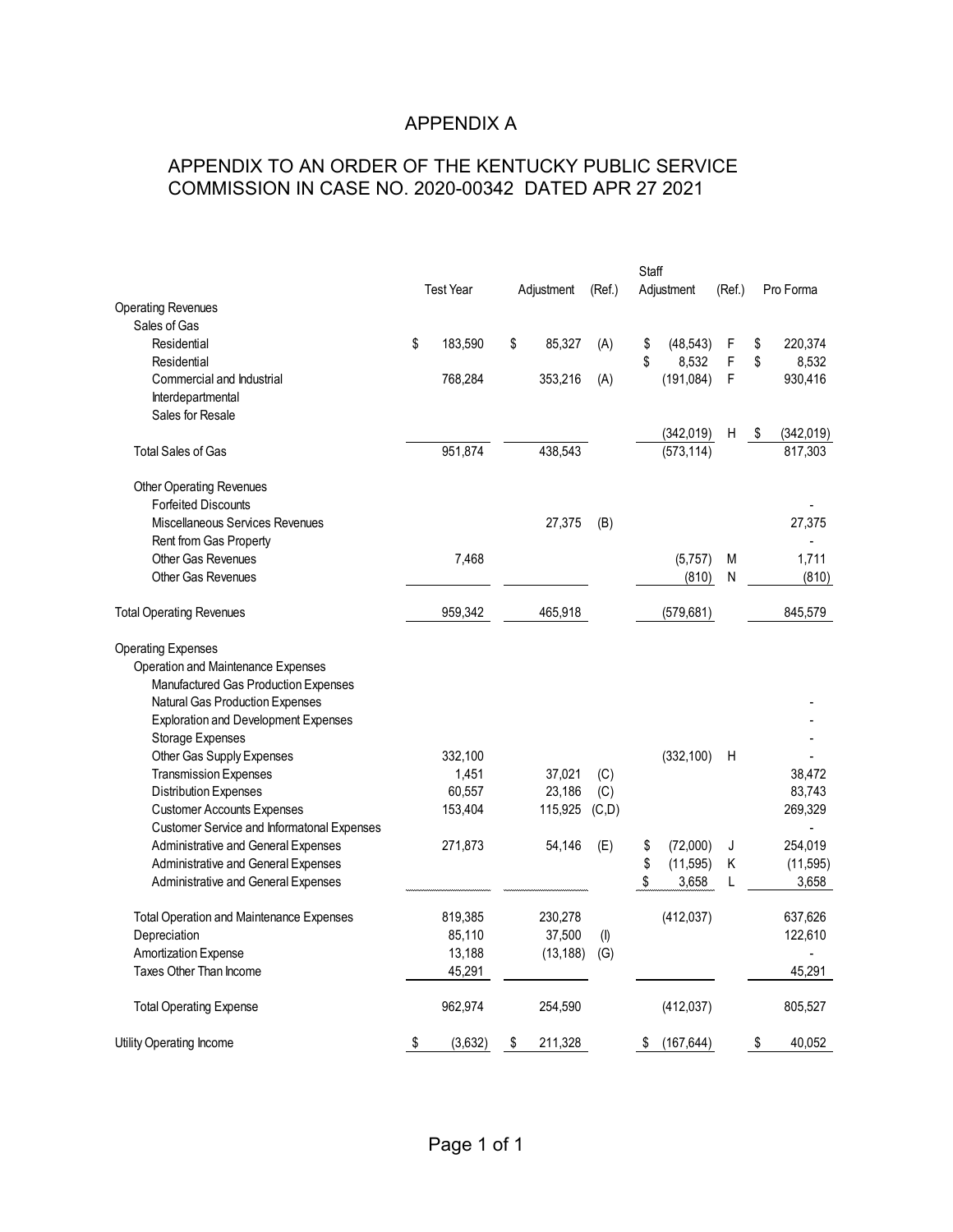# APPENDIX A

## APPENDIX TO AN ORDER OF THE KENTUCKY PUBLIC SERVICE COMMISSION IN CASE NO. 2020-00342 DATED APR 27 2021

| | Test Year | Adjustment | (Ref.) | Staff Adjustment | (Ref.) | Pro Forma |
|---|---|---|---|---|---|---|
| Operating Revenues | | | | | | |
| Sales of Gas | | | | | | |
| Residential | $ 183,590 | $ 85,327 | (A) | $ (48,543) | F | $ 220,374 |
| Residential | | | | $ 8,532 | F | $ 8,532 |
| Commercial and Industrial | 768,284 | 353,216 | (A) | (191,084) | F | 930,416 |
| Interdepartmental | | | | | | |
| Sales for Resale | | | | | | |
| | | | | (342,019) | H | $ (342,019) |
| Total Sales of Gas | 951,874 | 438,543 | | (573,114) | | 817,303 |
| Other Operating Revenues | | | | | | |
| Forfeited Discounts | | | | | | - |
| Miscellaneous Services Revenues | | 27,375 | (B) | | | 27,375 |
| Rent from Gas Property | | | | | | - |
| Other Gas Revenues | 7,468 | | | (5,757) | M | 1,711 |
| Other Gas Revenues | | | | (810) | N | (810) |
| Total Operating Revenues | 959,342 | 465,918 | | (579,681) | | 845,579 |
| Operating Expenses | | | | | | |
| Operation and Maintenance Expenses | | | | | | |
| Manufactured Gas Production Expenses | | | | | | |
| Natural Gas Production Expenses | | | | | | - |
| Exploration and Development Expenses | | | | | | - |
| Storage Expenses | | | | | | - |
| Other Gas Supply Expenses | 332,100 | | | (332,100) | H | - |
| Transmission Expenses | 1,451 | 37,021 | (C) | | | 38,472 |
| Distribution Expenses | 60,557 | 23,186 | (C) | | | 83,743 |
| Customer Accounts Expenses | 153,404 | 115,925 | (C,D) | | | 269,329 |
| Customer Service and Informatonal Expenses | | | | | | - |
| Administrative and General Expenses | 271,873 | 54,146 | (E) | $ (72,000) | J | 254,019 |
| Administrative and General Expenses | | | | $ (11,595) | K | (11,595) |
| Administrative and General Expenses | | | | $ 3,658 | L | 3,658 |
| Total Operation and Maintenance Expenses | 819,385 | 230,278 | | (412,037) | | 637,626 |
| Depreciation | 85,110 | 37,500 | (I) | | | 122,610 |
| Amortization Expense | 13,188 | (13,188) | (G) | | | - |
| Taxes Other Than Income | 45,291 | | | | | 45,291 |
| Total Operating Expense | 962,974 | 254,590 | | (412,037) | | 805,527 |
| Utility Operating Income | $ (3,632) | $ 211,328 | | $ (167,644) | | $ 40,052 |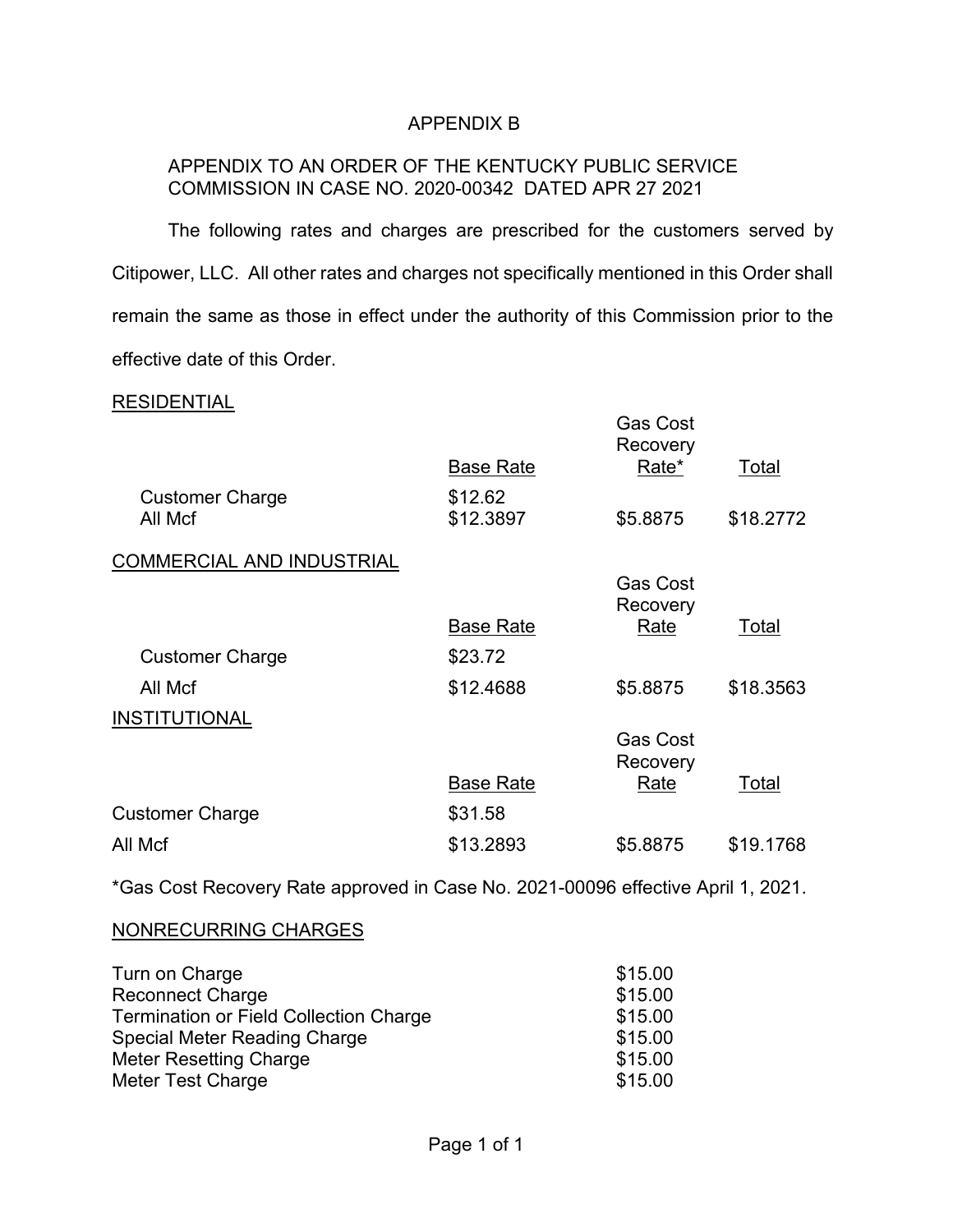# APPENDIX B

APPENDIX TO AN ORDER OF THE KENTUCKY PUBLIC SERVICE COMMISSION IN CASE NO. 2020-00342 DATED APR 27 2021

The following rates and charges are prescribed for the customers served by Citipower, LLC. All other rates and charges not specifically mentioned in this Order shall remain the same as those in effect under the authority of this Commission prior to the effective date of this Order.

RESIDENTIAL

| | Base Rate | Gas Cost Recovery Rate* | Total |
|---|---|---|---|
| Customer Charge | $12.62 | | |
| All Mcf | $12.3897 | $5.8875 | $18.2772 |

COMMERCIAL AND INDUSTRIAL

| | Base Rate | Gas Cost Recovery Rate | Total |
|---|---|---|---|
| Customer Charge | $23.72 | | |
| All Mcf | $12.4688 | $5.8875 | $18.3563 |

INSTITUTIONAL

| | Base Rate | Gas Cost Recovery Rate | Total |
|---|---|---|---|
| Customer Charge | $31.58 | | |
| All Mcf | $13.2893 | $5.8875 | $19.1768 |

*Gas Cost Recovery Rate approved in Case No. 2021-00096 effective April 1, 2021.

NONRECURRING CHARGES

| | |
|---|---|
| Turn on Charge | $15.00 |
| Reconnect Charge | $15.00 |
| Termination or Field Collection Charge | $15.00 |
| Special Meter Reading Charge | $15.00 |
| Meter Resetting Charge | $15.00 |
| Meter Test Charge | $15.00 |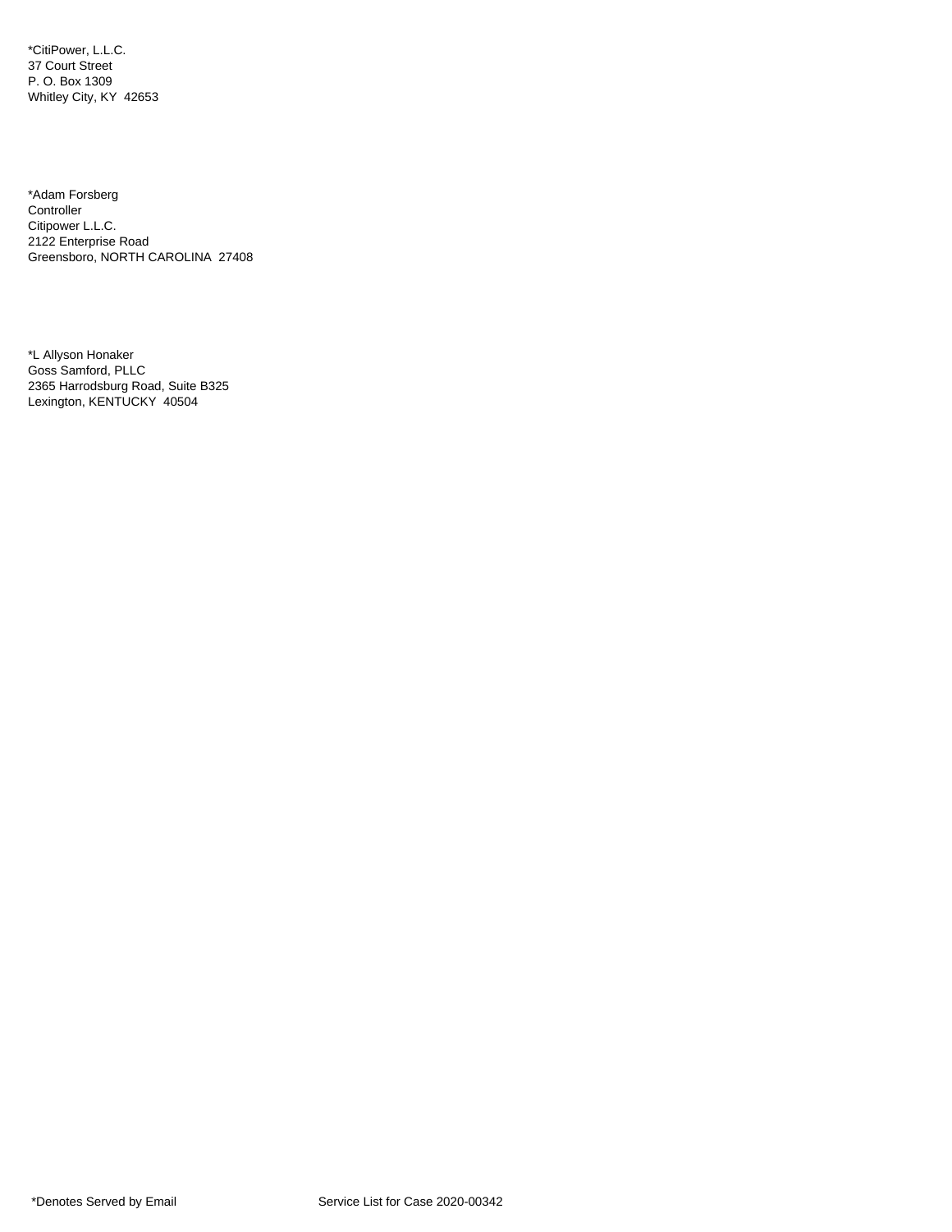*CitiPower, L.L.C.
37 Court Street
P. O. Box 1309
Whitley City, KY  42653

*Adam Forsberg
Controller
Citipower L.L.C.
2122 Enterprise Road
Greensboro, NORTH CAROLINA  27408

*L Allyson Honaker
Goss Samford, PLLC
2365 Harrodsburg Road, Suite B325
Lexington, KENTUCKY  40504

*Denotes Served by Email

Service List for Case 2020-00342